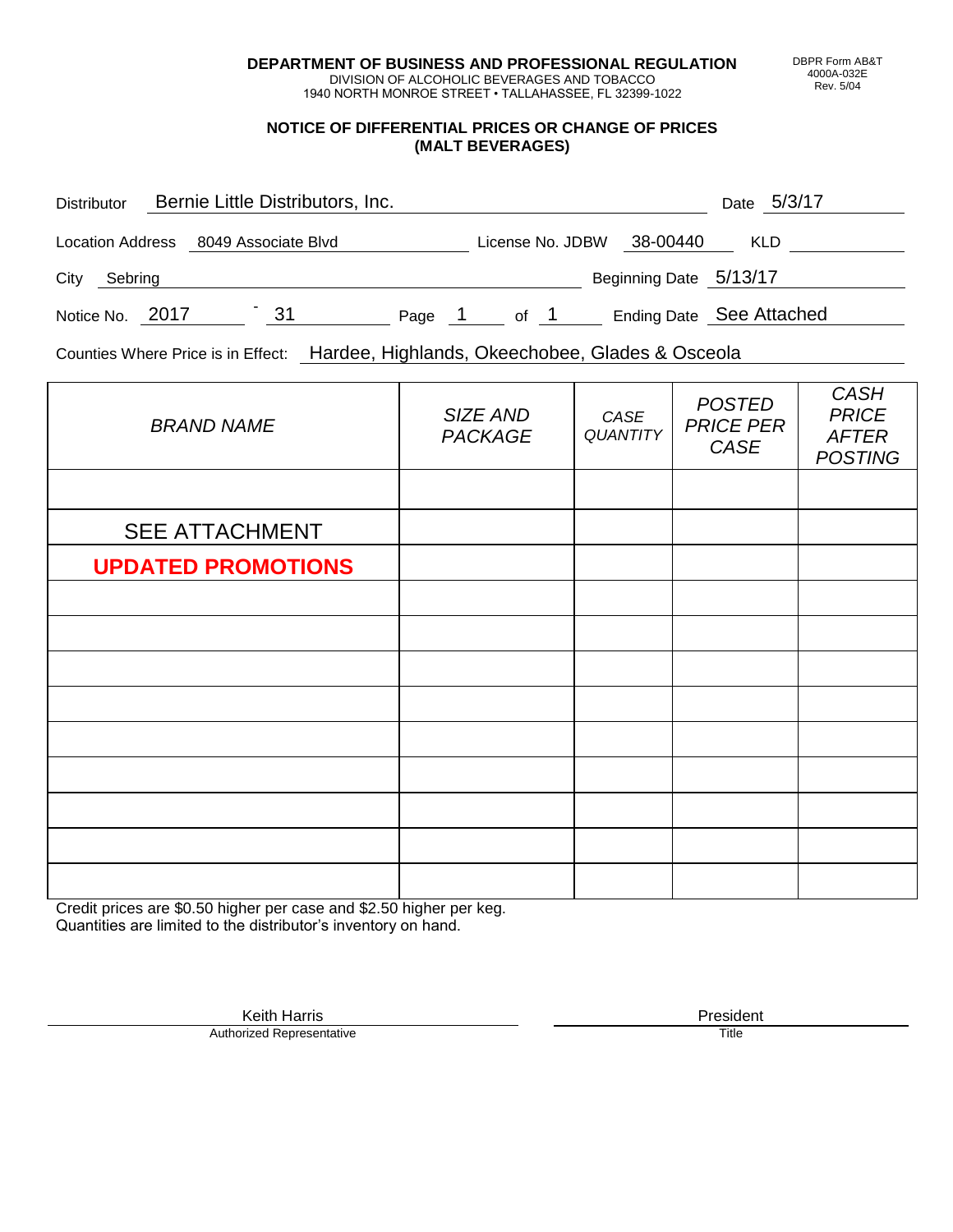**DEPARTMENT OF BUSINESS AND PROFESSIONAL REGULATION**
DIVISION OF ALCOHOLIC BEVERAGES AND TOBACCO
1940 NORTH MONROE STREET • TALLAHASSEE, FL 32399-1022

DBPR Form AB&T
4000A-032E
Rev. 5/04

## NOTICE OF DIFFERENTIAL PRICES OR CHANGE OF PRICES (MALT BEVERAGES)

Distributor: Bernie Little Distributors, Inc. Date: 5/3/17

Location Address: 8049 Associate Blvd License No. JDBW 38-00440 KLD

City: Sebring Beginning Date: 5/13/17

Notice No. 2017 - 31 Page 1 of 1 Ending Date: See Attached

Counties Where Price is in Effect: Hardee, Highlands, Okeechobee, Glades & Osceola

| *BRAND NAME* | *SIZE AND PACKAGE* | *CASE QUANTITY* | *POSTED PRICE PER CASE* | *CASH PRICE AFTER POSTING* |
|---|---|---|---|---|
| | | | | |
| SEE ATTACHMENT | | | | |
| **UPDATED PROMOTIONS** | | | | |
| | | | | |
| | | | | |
| | | | | |
| | | | | |
| | | | | |
| | | | | |
| | | | | |
| | | | | |
| | | | | |

Credit prices are $0.50 higher per case and $2.50 higher per keg.
Quantities are limited to the distributor's inventory on hand.

Keith Harris
Authorized Representative

President
Title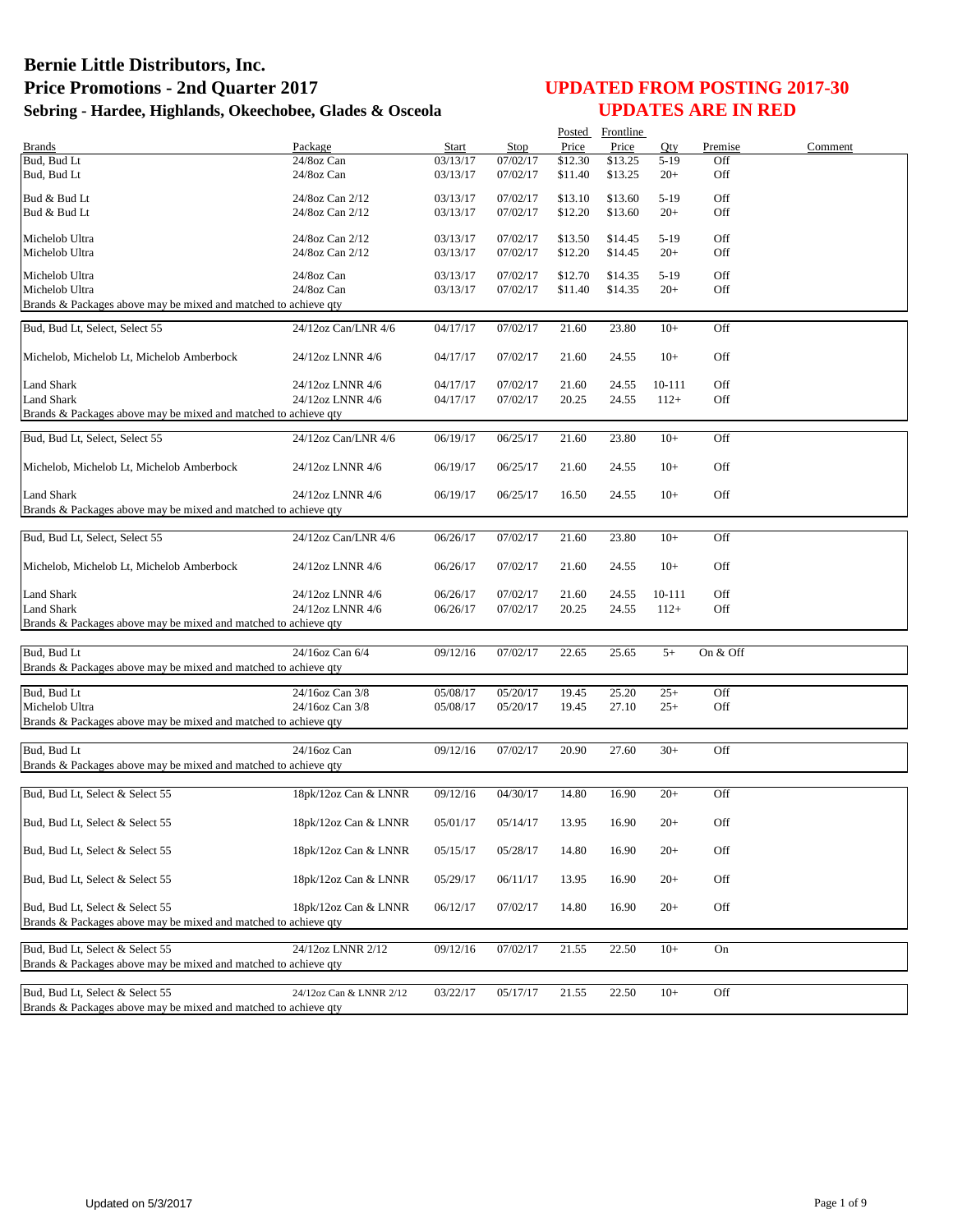# Bernie Little Distributors, Inc.
## Price Promotions - 2nd Quarter 2017
### Sebring - Hardee, Highlands, Okeechobee, Glades & Osceola

**UPDATED FROM POSTING 2017-30**
**UPDATES ARE IN RED**

| Brands | Package | Start | Stop | Posted Price | Frontline Price | Qty | Premise | Comment |
|---|---|---|---|---|---|---|---|---|
| Bud, Bud Lt | 24/8oz Can | 03/13/17 | 07/02/17 | $12.30 | $13.25 | 5-19 | Off | |
| Bud, Bud Lt | 24/8oz Can | 03/13/17 | 07/02/17 | $11.40 | $13.25 | 20+ | Off | |
| Bud & Bud Lt | 24/8oz Can 2/12 | 03/13/17 | 07/02/17 | $13.10 | $13.60 | 5-19 | Off | |
| Bud & Bud Lt | 24/8oz Can 2/12 | 03/13/17 | 07/02/17 | $12.20 | $13.60 | 20+ | Off | |
| Michelob Ultra | 24/8oz Can 2/12 | 03/13/17 | 07/02/17 | $13.50 | $14.45 | 5-19 | Off | |
| Michelob Ultra | 24/8oz Can 2/12 | 03/13/17 | 07/02/17 | $12.20 | $14.45 | 20+ | Off | |
| Michelob Ultra | 24/8oz Can | 03/13/17 | 07/02/17 | $12.70 | $14.35 | 5-19 | Off | |
| Michelob Ultra | 24/8oz Can | 03/13/17 | 07/02/17 | $11.40 | $14.35 | 20+ | Off | |
| Brands & Packages above may be mixed and matched to achieve qty | | | | | | | | |
| Bud, Bud Lt, Select, Select 55 | 24/12oz Can/LNR 4/6 | 04/17/17 | 07/02/17 | 21.60 | 23.80 | 10+ | Off | |
| Michelob, Michelob Lt, Michelob Amberbock | 24/12oz LNNR 4/6 | 04/17/17 | 07/02/17 | 21.60 | 24.55 | 10+ | Off | |
| Land Shark | 24/12oz LNNR 4/6 | 04/17/17 | 07/02/17 | 21.60 | 24.55 | 10-111 | Off | |
| Land Shark | 24/12oz LNNR 4/6 | 04/17/17 | 07/02/17 | 20.25 | 24.55 | 112+ | Off | |
| Brands & Packages above may be mixed and matched to achieve qty | | | | | | | | |
| Bud, Bud Lt, Select, Select 55 | 24/12oz Can/LNR 4/6 | 06/19/17 | 06/25/17 | 21.60 | 23.80 | 10+ | Off | |
| Michelob, Michelob Lt, Michelob Amberbock | 24/12oz LNNR 4/6 | 06/19/17 | 06/25/17 | 21.60 | 24.55 | 10+ | Off | |
| Land Shark | 24/12oz LNNR 4/6 | 06/19/17 | 06/25/17 | 16.50 | 24.55 | 10+ | Off | |
| Brands & Packages above may be mixed and matched to achieve qty | | | | | | | | |
| Bud, Bud Lt, Select, Select 55 | 24/12oz Can/LNR 4/6 | 06/26/17 | 07/02/17 | 21.60 | 23.80 | 10+ | Off | |
| Michelob, Michelob Lt, Michelob Amberbock | 24/12oz LNNR 4/6 | 06/26/17 | 07/02/17 | 21.60 | 24.55 | 10+ | Off | |
| Land Shark | 24/12oz LNNR 4/6 | 06/26/17 | 07/02/17 | 21.60 | 24.55 | 10-111 | Off | |
| Land Shark | 24/12oz LNNR 4/6 | 06/26/17 | 07/02/17 | 20.25 | 24.55 | 112+ | Off | |
| Brands & Packages above may be mixed and matched to achieve qty | | | | | | | | |
| Bud, Bud Lt | 24/16oz Can 6/4 | 09/12/16 | 07/02/17 | 22.65 | 25.65 | 5+ | On & Off | |
| Brands & Packages above may be mixed and matched to achieve qty | | | | | | | | |
| Bud, Bud Lt | 24/16oz Can 3/8 | 05/08/17 | 05/20/17 | 19.45 | 25.20 | 25+ | Off | |
| Michelob Ultra | 24/16oz Can 3/8 | 05/08/17 | 05/20/17 | 19.45 | 27.10 | 25+ | Off | |
| Brands & Packages above may be mixed and matched to achieve qty | | | | | | | | |
| Bud, Bud Lt | 24/16oz Can | 09/12/16 | 07/02/17 | 20.90 | 27.60 | 30+ | Off | |
| Brands & Packages above may be mixed and matched to achieve qty | | | | | | | | |
| Bud, Bud Lt, Select & Select 55 | 18pk/12oz Can & LNNR | 09/12/16 | 04/30/17 | 14.80 | 16.90 | 20+ | Off | |
| Bud, Bud Lt, Select & Select 55 | 18pk/12oz Can & LNNR | 05/01/17 | 05/14/17 | 13.95 | 16.90 | 20+ | Off | |
| Bud, Bud Lt, Select & Select 55 | 18pk/12oz Can & LNNR | 05/15/17 | 05/28/17 | 14.80 | 16.90 | 20+ | Off | |
| Bud, Bud Lt, Select & Select 55 | 18pk/12oz Can & LNNR | 05/29/17 | 06/11/17 | 13.95 | 16.90 | 20+ | Off | |
| Bud, Bud Lt, Select & Select 55 | 18pk/12oz Can & LNNR | 06/12/17 | 07/02/17 | 14.80 | 16.90 | 20+ | Off | |
| Brands & Packages above may be mixed and matched to achieve qty | | | | | | | | |
| Bud, Bud Lt, Select & Select 55 | 24/12oz LNNR 2/12 | 09/12/16 | 07/02/17 | 21.55 | 22.50 | 10+ | On | |
| Brands & Packages above may be mixed and matched to achieve qty | | | | | | | | |
| Bud, Bud Lt, Select & Select 55 | 24/12oz Can & LNNR 2/12 | 03/22/17 | 05/17/17 | 21.55 | 22.50 | 10+ | Off | |
| Brands & Packages above may be mixed and matched to achieve qty | | | | | | | | |

Updated on 5/3/2017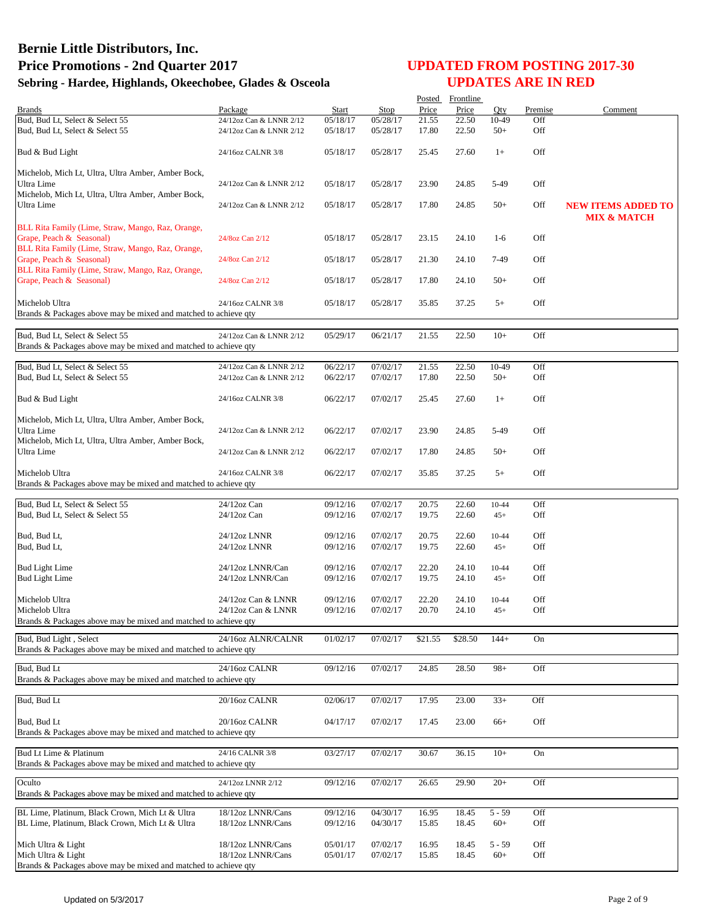# Bernie Little Distributors, Inc.

## Price Promotions - 2nd Quarter 2017

### Sebring - Hardee, Highlands, Okeechobee, Glades & Osceola

**UPDATED FROM POSTING 2017-30**
**UPDATES ARE IN RED**

| Brands | Package | Start | Stop | Posted Price | Frontline Price | Qty | Premise | Comment |
|---|---|---|---|---|---|---|---|---|
| Bud, Bud Lt, Select & Select 55 | 24/12oz Can & LNNR 2/12 | 05/18/17 | 05/28/17 | 21.55 | 22.50 | 10-49 | Off | |
| Bud, Bud Lt, Select & Select 55 | 24/12oz Can & LNNR 2/12 | 05/18/17 | 05/28/17 | 17.80 | 22.50 | 50+ | Off | |
| Bud & Bud Light | 24/16oz CALNR 3/8 | 05/18/17 | 05/28/17 | 25.45 | 27.60 | 1+ | Off | |
| Michelob, Mich Lt, Ultra, Ultra Amber, Amber Bock, Ultra Lime | 24/12oz Can & LNNR 2/12 | 05/18/17 | 05/28/17 | 23.90 | 24.85 | 5-49 | Off | |
| Michelob, Mich Lt, Ultra, Ultra Amber, Amber Bock, Ultra Lime | 24/12oz Can & LNNR 2/12 | 05/18/17 | 05/28/17 | 17.80 | 24.85 | 50+ | Off | **NEW ITEMS ADDED TO MIX & MATCH** |
| BLL Rita Family (Lime, Straw, Mango, Raz, Orange, Grape, Peach & Seasonal) | 24/8oz Can 2/12 | 05/18/17 | 05/28/17 | 23.15 | 24.10 | 1-6 | Off | |
| BLL Rita Family (Lime, Straw, Mango, Raz, Orange, Grape, Peach & Seasonal) | 24/8oz Can 2/12 | 05/18/17 | 05/28/17 | 21.30 | 24.10 | 7-49 | Off | |
| BLL Rita Family (Lime, Straw, Mango, Raz, Orange, Grape, Peach & Seasonal) | 24/8oz Can 2/12 | 05/18/17 | 05/28/17 | 17.80 | 24.10 | 50+ | Off | |
| Michelob Ultra | 24/16oz CALNR 3/8 | 05/18/17 | 05/28/17 | 35.85 | 37.25 | 5+ | Off | |
| Brands & Packages above may be mixed and matched to achieve qty | | | | | | | | |
| Bud, Bud Lt, Select & Select 55 | 24/12oz Can & LNNR 2/12 | 05/29/17 | 06/21/17 | 21.55 | 22.50 | 10+ | Off | |
| Brands & Packages above may be mixed and matched to achieve qty | | | | | | | | |
| Bud, Bud Lt, Select & Select 55 | 24/12oz Can & LNNR 2/12 | 06/22/17 | 07/02/17 | 21.55 | 22.50 | 10-49 | Off | |
| Bud, Bud Lt, Select & Select 55 | 24/12oz Can & LNNR 2/12 | 06/22/17 | 07/02/17 | 17.80 | 22.50 | 50+ | Off | |
| Bud & Bud Light | 24/16oz CALNR 3/8 | 06/22/17 | 07/02/17 | 25.45 | 27.60 | 1+ | Off | |
| Michelob, Mich Lt, Ultra, Ultra Amber, Amber Bock, Ultra Lime | 24/12oz Can & LNNR 2/12 | 06/22/17 | 07/02/17 | 23.90 | 24.85 | 5-49 | Off | |
| Michelob, Mich Lt, Ultra, Ultra Amber, Amber Bock, Ultra Lime | 24/12oz Can & LNNR 2/12 | 06/22/17 | 07/02/17 | 17.80 | 24.85 | 50+ | Off | |
| Michelob Ultra | 24/16oz CALNR 3/8 | 06/22/17 | 07/02/17 | 35.85 | 37.25 | 5+ | Off | |
| Brands & Packages above may be mixed and matched to achieve qty | | | | | | | | |
| Bud, Bud Lt, Select & Select 55 | 24/12oz Can | 09/12/16 | 07/02/17 | 20.75 | 22.60 | 10-44 | Off | |
| Bud, Bud Lt, Select & Select 55 | 24/12oz Can | 09/12/16 | 07/02/17 | 19.75 | 22.60 | 45+ | Off | |
| Bud, Bud Lt, | 24/12oz LNNR | 09/12/16 | 07/02/17 | 20.75 | 22.60 | 10-44 | Off | |
| Bud, Bud Lt, | 24/12oz LNNR | 09/12/16 | 07/02/17 | 19.75 | 22.60 | 45+ | Off | |
| Bud Light Lime | 24/12oz LNNR/Can | 09/12/16 | 07/02/17 | 22.20 | 24.10 | 10-44 | Off | |
| Bud Light Lime | 24/12oz LNNR/Can | 09/12/16 | 07/02/17 | 19.75 | 24.10 | 45+ | Off | |
| Michelob Ultra | 24/12oz Can & LNNR | 09/12/16 | 07/02/17 | 22.20 | 24.10 | 10-44 | Off | |
| Michelob Ultra | 24/12oz Can & LNNR | 09/12/16 | 07/02/17 | 20.70 | 24.10 | 45+ | Off | |
| Brands & Packages above may be mixed and matched to achieve qty | | | | | | | | |
| Bud, Bud Light , Select | 24/16oz ALNR/CALNR | 01/02/17 | 07/02/17 | $21.55 | $28.50 | 144+ | On | |
| Brands & Packages above may be mixed and matched to achieve qty | | | | | | | | |
| Bud, Bud Lt | 24/16oz CALNR | 09/12/16 | 07/02/17 | 24.85 | 28.50 | 98+ | Off | |
| Brands & Packages above may be mixed and matched to achieve qty | | | | | | | | |
| Bud, Bud Lt | 20/16oz CALNR | 02/06/17 | 07/02/17 | 17.95 | 23.00 | 33+ | Off | |
| Bud, Bud Lt | 20/16oz CALNR | 04/17/17 | 07/02/17 | 17.45 | 23.00 | 66+ | Off | |
| Brands & Packages above may be mixed and matched to achieve qty | | | | | | | | |
| Bud Lt Lime & Platinum | 24/16 CALNR 3/8 | 03/27/17 | 07/02/17 | 30.67 | 36.15 | 10+ | On | |
| Brands & Packages above may be mixed and matched to achieve qty | | | | | | | | |
| Oculto | 24/12oz LNNR 2/12 | 09/12/16 | 07/02/17 | 26.65 | 29.90 | 20+ | Off | |
| Brands & Packages above may be mixed and matched to achieve qty | | | | | | | | |
| BL Lime, Platinum, Black Crown, Mich Lt & Ultra | 18/12oz LNNR/Cans | 09/12/16 | 04/30/17 | 16.95 | 18.45 | 5 - 59 | Off | |
| BL Lime, Platinum, Black Crown, Mich Lt & Ultra | 18/12oz LNNR/Cans | 09/12/16 | 04/30/17 | 15.85 | 18.45 | 60+ | Off | |
| Mich Ultra & Light | 18/12oz LNNR/Cans | 05/01/17 | 07/02/17 | 16.95 | 18.45 | 5 - 59 | Off | |
| Mich Ultra & Light | 18/12oz LNNR/Cans | 05/01/17 | 07/02/17 | 15.85 | 18.45 | 60+ | Off | |
| Brands & Packages above may be mixed and matched to achieve qty | | | | | | | | |

Updated on 5/3/2017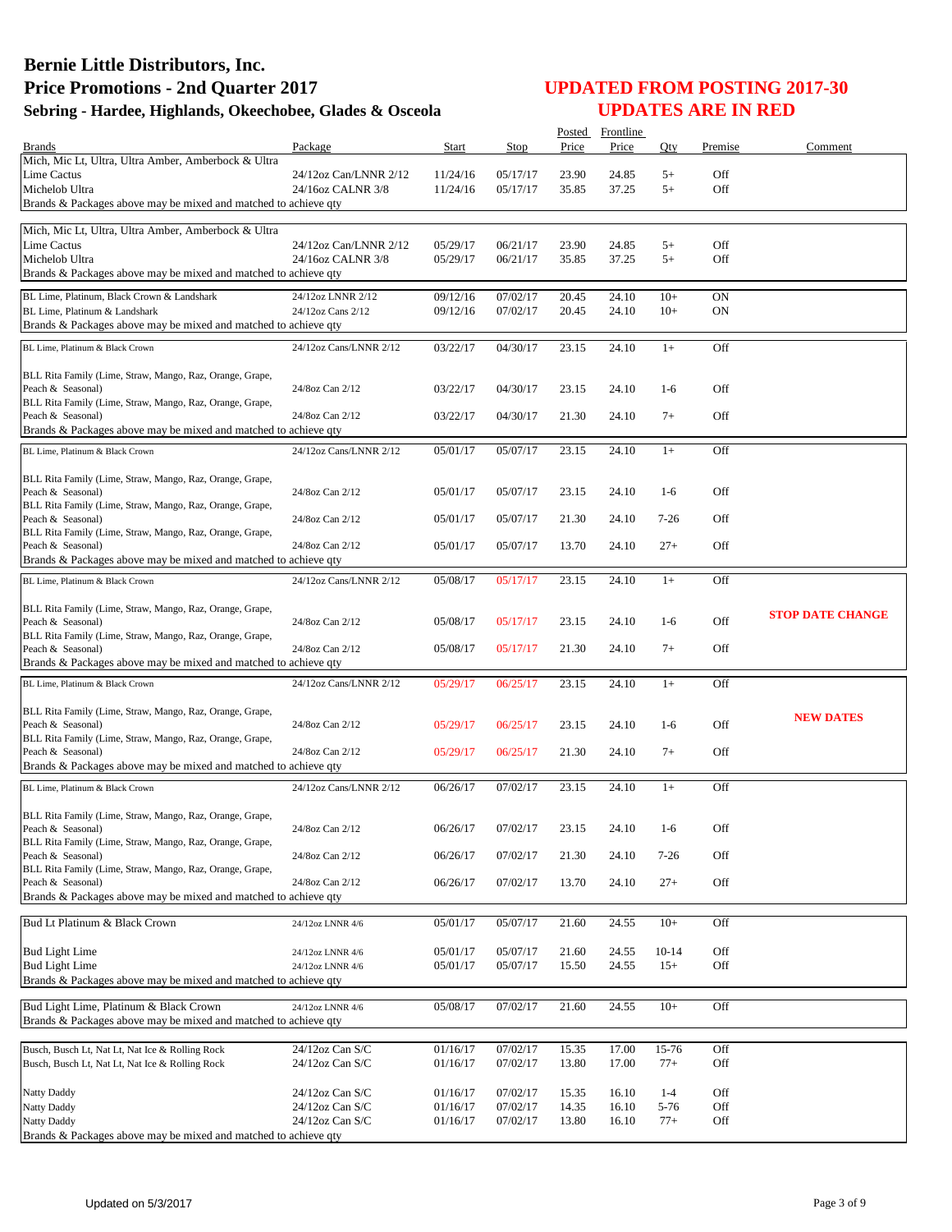# Bernie Little Distributors, Inc.
## Price Promotions - 2nd Quarter 2017
### Sebring - Hardee, Highlands, Okeechobee, Glades & Osceola

## UPDATED FROM POSTING 2017-30
## UPDATES ARE IN RED

| Brands | Package | Start | Stop | Posted Price | Frontline Price | Qty | Premise | Comment |
|---|---|---|---|---|---|---|---|---|
| Mich, Mic Lt, Ultra, Ultra Amber, Amberbock & Ultra | | | | | | | | |
| Lime Cactus | 24/12oz Can/LNNR 2/12 | 11/24/16 | 05/17/17 | 23.90 | 24.85 | 5+ | Off | |
| Michelob Ultra | 24/16oz CALNR 3/8 | 11/24/16 | 05/17/17 | 35.85 | 37.25 | 5+ | Off | |
| Brands & Packages above may be mixed and matched to achieve qty | | | | | | | | |
| Mich, Mic Lt, Ultra, Ultra Amber, Amberbock & Ultra | | | | | | | | |
| Lime Cactus | 24/12oz Can/LNNR 2/12 | 05/29/17 | 06/21/17 | 23.90 | 24.85 | 5+ | Off | |
| Michelob Ultra | 24/16oz CALNR 3/8 | 05/29/17 | 06/21/17 | 35.85 | 37.25 | 5+ | Off | |
| Brands & Packages above may be mixed and matched to achieve qty | | | | | | | | |
| BL Lime, Platinum, Black Crown & Landshark | 24/12oz LNNR 2/12 | 09/12/16 | 07/02/17 | 20.45 | 24.10 | 10+ | ON | |
| BL Lime, Platinum & Landshark | 24/12oz Cans 2/12 | 09/12/16 | 07/02/17 | 20.45 | 24.10 | 10+ | ON | |
| Brands & Packages above may be mixed and matched to achieve qty | | | | | | | | |
| BL Lime, Platinum & Black Crown | 24/12oz Cans/LNNR 2/12 | 03/22/17 | 04/30/17 | 23.15 | 24.10 | 1+ | Off | |
| BLL Rita Family (Lime, Straw, Mango, Raz, Orange, Grape, Peach & Seasonal) | 24/8oz Can 2/12 | 03/22/17 | 04/30/17 | 23.15 | 24.10 | 1-6 | Off | |
| BLL Rita Family (Lime, Straw, Mango, Raz, Orange, Grape, Peach & Seasonal) | 24/8oz Can 2/12 | 03/22/17 | 04/30/17 | 21.30 | 24.10 | 7+ | Off | |
| Brands & Packages above may be mixed and matched to achieve qty | | | | | | | | |
| BL Lime, Platinum & Black Crown | 24/12oz Cans/LNNR 2/12 | 05/01/17 | 05/07/17 | 23.15 | 24.10 | 1+ | Off | |
| BLL Rita Family (Lime, Straw, Mango, Raz, Orange, Grape, Peach & Seasonal) | 24/8oz Can 2/12 | 05/01/17 | 05/07/17 | 23.15 | 24.10 | 1-6 | Off | |
| BLL Rita Family (Lime, Straw, Mango, Raz, Orange, Grape, Peach & Seasonal) | 24/8oz Can 2/12 | 05/01/17 | 05/07/17 | 21.30 | 24.10 | 7-26 | Off | |
| BLL Rita Family (Lime, Straw, Mango, Raz, Orange, Grape, Peach & Seasonal) | 24/8oz Can 2/12 | 05/01/17 | 05/07/17 | 13.70 | 24.10 | 27+ | Off | |
| Brands & Packages above may be mixed and matched to achieve qty | | | | | | | | |
| BL Lime, Platinum & Black Crown | 24/12oz Cans/LNNR 2/12 | 05/08/17 | 05/17/17 | 23.15 | 24.10 | 1+ | Off | |
| BLL Rita Family (Lime, Straw, Mango, Raz, Orange, Grape, Peach & Seasonal) | 24/8oz Can 2/12 | 05/08/17 | 05/17/17 | 23.15 | 24.10 | 1-6 | Off | **STOP DATE CHANGE** |
| BLL Rita Family (Lime, Straw, Mango, Raz, Orange, Grape, Peach & Seasonal) | 24/8oz Can 2/12 | 05/08/17 | 05/17/17 | 21.30 | 24.10 | 7+ | Off | |
| Brands & Packages above may be mixed and matched to achieve qty | | | | | | | | |
| BL Lime, Platinum & Black Crown | 24/12oz Cans/LNNR 2/12 | 05/29/17 | 06/25/17 | 23.15 | 24.10 | 1+ | Off | |
| BLL Rita Family (Lime, Straw, Mango, Raz, Orange, Grape, Peach & Seasonal) | 24/8oz Can 2/12 | 05/29/17 | 06/25/17 | 23.15 | 24.10 | 1-6 | Off | **NEW DATES** |
| BLL Rita Family (Lime, Straw, Mango, Raz, Orange, Grape, Peach & Seasonal) | 24/8oz Can 2/12 | 05/29/17 | 06/25/17 | 21.30 | 24.10 | 7+ | Off | |
| Brands & Packages above may be mixed and matched to achieve qty | | | | | | | | |
| BL Lime, Platinum & Black Crown | 24/12oz Cans/LNNR 2/12 | 06/26/17 | 07/02/17 | 23.15 | 24.10 | 1+ | Off | |
| BLL Rita Family (Lime, Straw, Mango, Raz, Orange, Grape, Peach & Seasonal) | 24/8oz Can 2/12 | 06/26/17 | 07/02/17 | 23.15 | 24.10 | 1-6 | Off | |
| BLL Rita Family (Lime, Straw, Mango, Raz, Orange, Grape, Peach & Seasonal) | 24/8oz Can 2/12 | 06/26/17 | 07/02/17 | 21.30 | 24.10 | 7-26 | Off | |
| BLL Rita Family (Lime, Straw, Mango, Raz, Orange, Grape, Peach & Seasonal) | 24/8oz Can 2/12 | 06/26/17 | 07/02/17 | 13.70 | 24.10 | 27+ | Off | |
| Brands & Packages above may be mixed and matched to achieve qty | | | | | | | | |
| Bud Lt Platinum & Black Crown | 24/12oz LNNR 4/6 | 05/01/17 | 05/07/17 | 21.60 | 24.55 | 10+ | Off | |
| Bud Light Lime | 24/12oz LNNR 4/6 | 05/01/17 | 05/07/17 | 21.60 | 24.55 | 10-14 | Off | |
| Bud Light Lime | 24/12oz LNNR 4/6 | 05/01/17 | 05/07/17 | 15.50 | 24.55 | 15+ | Off | |
| Brands & Packages above may be mixed and matched to achieve qty | | | | | | | | |
| Bud Light Lime, Platinum & Black Crown | 24/12oz LNNR 4/6 | 05/08/17 | 07/02/17 | 21.60 | 24.55 | 10+ | Off | |
| Brands & Packages above may be mixed and matched to achieve qty | | | | | | | | |
| Busch, Busch Lt, Nat Lt, Nat Ice & Rolling Rock | 24/12oz Can S/C | 01/16/17 | 07/02/17 | 15.35 | 17.00 | 15-76 | Off | |
| Busch, Busch Lt, Nat Lt, Nat Ice & Rolling Rock | 24/12oz Can S/C | 01/16/17 | 07/02/17 | 13.80 | 17.00 | 77+ | Off | |
| Natty Daddy | 24/12oz Can S/C | 01/16/17 | 07/02/17 | 15.35 | 16.10 | 1-4 | Off | |
| Natty Daddy | 24/12oz Can S/C | 01/16/17 | 07/02/17 | 14.35 | 16.10 | 5-76 | Off | |
| Natty Daddy | 24/12oz Can S/C | 01/16/17 | 07/02/17 | 13.80 | 16.10 | 77+ | Off | |
| Brands & Packages above may be mixed and matched to achieve qty | | | | | | | | |

Updated on 5/3/2017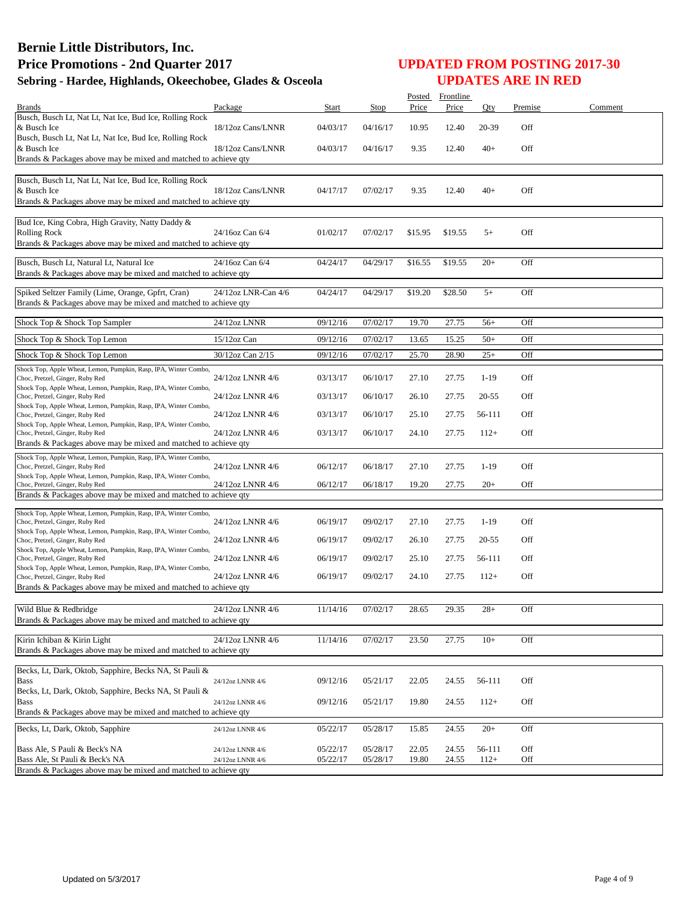# Bernie Little Distributors, Inc.
# Price Promotions - 2nd Quarter 2017
### Sebring - Hardee, Highlands, Okeechobee, Glades & Osceola

## UPDATED FROM POSTING 2017-30
## UPDATES ARE IN RED

| Brands | Package | Start | Stop | Posted Price | Frontline Price | Qty | Premise | Comment |
|---|---|---|---|---|---|---|---|---|
| Busch, Busch Lt, Nat Lt, Nat Ice, Bud Ice, Rolling Rock & Busch Ice | 18/12oz Cans/LNNR | 04/03/17 | 04/16/17 | 10.95 | 12.40 | 20-39 | Off | |
| Busch, Busch Lt, Nat Lt, Nat Ice, Bud Ice, Rolling Rock & Busch Ice | 18/12oz Cans/LNNR | 04/03/17 | 04/16/17 | 9.35 | 12.40 | 40+ | Off | |
| Brands & Packages above may be mixed and matched to achieve qty | | | | | | | | |
| Busch, Busch Lt, Nat Lt, Nat Ice, Bud Ice, Rolling Rock & Busch Ice | 18/12oz Cans/LNNR | 04/17/17 | 07/02/17 | 9.35 | 12.40 | 40+ | Off | |
| Brands & Packages above may be mixed and matched to achieve qty | | | | | | | | |
| Bud Ice, King Cobra, High Gravity, Natty Daddy & Rolling Rock | 24/16oz Can 6/4 | 01/02/17 | 07/02/17 | $15.95 | $19.55 | 5+ | Off | |
| Brands & Packages above may be mixed and matched to achieve qty | | | | | | | | |
| Busch, Busch Lt, Natural Lt, Natural Ice | 24/16oz Can 6/4 | 04/24/17 | 04/29/17 | $16.55 | $19.55 | 20+ | Off | |
| Brands & Packages above may be mixed and matched to achieve qty | | | | | | | | |
| Spiked Seltzer Family (Lime, Orange, Gpfrt, Cran) | 24/12oz LNR-Can 4/6 | 04/24/17 | 04/29/17 | $19.20 | $28.50 | 5+ | Off | |
| Brands & Packages above may be mixed and matched to achieve qty | | | | | | | | |
| Shock Top & Shock Top Sampler | 24/12oz LNNR | 09/12/16 | 07/02/17 | 19.70 | 27.75 | 56+ | Off | |
| Shock Top & Shock Top Lemon | 15/12oz Can | 09/12/16 | 07/02/17 | 13.65 | 15.25 | 50+ | Off | |
| Shock Top & Shock Top Lemon | 30/12oz Can 2/15 | 09/12/16 | 07/02/17 | 25.70 | 28.90 | 25+ | Off | |
| Shock Top, Apple Wheat, Lemon, Pumpkin, Rasp, IPA, Winter Combo, Choc, Pretzel, Ginger, Ruby Red | 24/12oz LNNR 4/6 | 03/13/17 | 06/10/17 | 27.10 | 27.75 | 1-19 | Off | |
| Shock Top, Apple Wheat, Lemon, Pumpkin, Rasp, IPA, Winter Combo, Choc, Pretzel, Ginger, Ruby Red | 24/12oz LNNR 4/6 | 03/13/17 | 06/10/17 | 26.10 | 27.75 | 20-55 | Off | |
| Shock Top, Apple Wheat, Lemon, Pumpkin, Rasp, IPA, Winter Combo, Choc, Pretzel, Ginger, Ruby Red | 24/12oz LNNR 4/6 | 03/13/17 | 06/10/17 | 25.10 | 27.75 | 56-111 | Off | |
| Shock Top, Apple Wheat, Lemon, Pumpkin, Rasp, IPA, Winter Combo, Choc, Pretzel, Ginger, Ruby Red | 24/12oz LNNR 4/6 | 03/13/17 | 06/10/17 | 24.10 | 27.75 | 112+ | Off | |
| Brands & Packages above may be mixed and matched to achieve qty | | | | | | | | |
| Shock Top, Apple Wheat, Lemon, Pumpkin, Rasp, IPA, Winter Combo, Choc, Pretzel, Ginger, Ruby Red | 24/12oz LNNR 4/6 | 06/12/17 | 06/18/17 | 27.10 | 27.75 | 1-19 | Off | |
| Shock Top, Apple Wheat, Lemon, Pumpkin, Rasp, IPA, Winter Combo, Choc, Pretzel, Ginger, Ruby Red | 24/12oz LNNR 4/6 | 06/12/17 | 06/18/17 | 19.20 | 27.75 | 20+ | Off | |
| Brands & Packages above may be mixed and matched to achieve qty | | | | | | | | |
| Shock Top, Apple Wheat, Lemon, Pumpkin, Rasp, IPA, Winter Combo, Choc, Pretzel, Ginger, Ruby Red | 24/12oz LNNR 4/6 | 06/19/17 | 09/02/17 | 27.10 | 27.75 | 1-19 | Off | |
| Shock Top, Apple Wheat, Lemon, Pumpkin, Rasp, IPA, Winter Combo, Choc, Pretzel, Ginger, Ruby Red | 24/12oz LNNR 4/6 | 06/19/17 | 09/02/17 | 26.10 | 27.75 | 20-55 | Off | |
| Shock Top, Apple Wheat, Lemon, Pumpkin, Rasp, IPA, Winter Combo, Choc, Pretzel, Ginger, Ruby Red | 24/12oz LNNR 4/6 | 06/19/17 | 09/02/17 | 25.10 | 27.75 | 56-111 | Off | |
| Shock Top, Apple Wheat, Lemon, Pumpkin, Rasp, IPA, Winter Combo, Choc, Pretzel, Ginger, Ruby Red | 24/12oz LNNR 4/6 | 06/19/17 | 09/02/17 | 24.10 | 27.75 | 112+ | Off | |
| Brands & Packages above may be mixed and matched to achieve qty | | | | | | | | |
| Wild Blue & Redbridge | 24/12oz LNNR 4/6 | 11/14/16 | 07/02/17 | 28.65 | 29.35 | 28+ | Off | |
| Brands & Packages above may be mixed and matched to achieve qty | | | | | | | | |
| Kirin Ichiban & Kirin Light | 24/12oz LNNR 4/6 | 11/14/16 | 07/02/17 | 23.50 | 27.75 | 10+ | Off | |
| Brands & Packages above may be mixed and matched to achieve qty | | | | | | | | |
| Becks, Lt, Dark, Oktob, Sapphire, Becks NA, St Pauli & Bass | 24/12oz LNNR 4/6 | 09/12/16 | 05/21/17 | 22.05 | 24.55 | 56-111 | Off | |
| Becks, Lt, Dark, Oktob, Sapphire, Becks NA, St Pauli & Bass | 24/12oz LNNR 4/6 | 09/12/16 | 05/21/17 | 19.80 | 24.55 | 112+ | Off | |
| Brands & Packages above may be mixed and matched to achieve qty | | | | | | | | |
| Becks, Lt, Dark, Oktob, Sapphire | 24/12oz LNNR 4/6 | 05/22/17 | 05/28/17 | 15.85 | 24.55 | 20+ | Off | |
| Bass Ale, S Pauli & Beck's NA | 24/12oz LNNR 4/6 | 05/22/17 | 05/28/17 | 22.05 | 24.55 | 56-111 | Off | |
| Bass Ale, St Pauli & Beck's NA | 24/12oz LNNR 4/6 | 05/22/17 | 05/28/17 | 19.80 | 24.55 | 112+ | Off | |
| Brands & Packages above may be mixed and matched to achieve qty | | | | | | | | |

Updated on 5/3/2017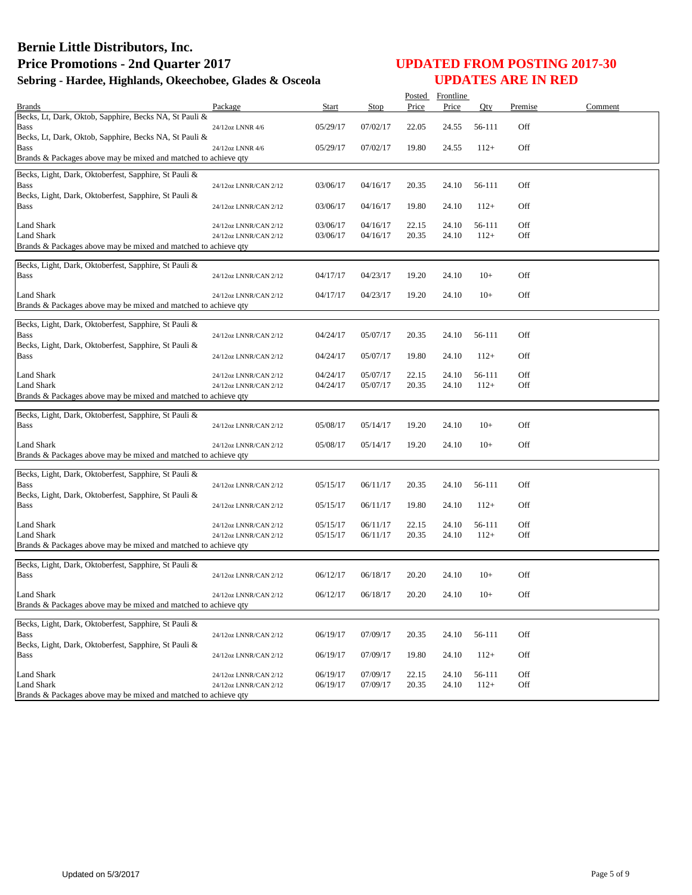# Bernie Little Distributors, Inc.
# Price Promotions - 2nd Quarter 2017
### Sebring - Hardee, Highlands, Okeechobee, Glades & Osceola

## UPDATED FROM POSTING 2017-30
## UPDATES ARE IN RED

| Brands | Package | Start | Stop | Posted Price | Frontline Price | Qty | Premise | Comment |
|---|---|---|---|---|---|---|---|---|
| Becks, Lt, Dark, Oktob, Sapphire, Becks NA, St Pauli & Bass | 24/12oz LNNR 4/6 | 05/29/17 | 07/02/17 | 22.05 | 24.55 | 56-111 | Off | |
| Becks, Lt, Dark, Oktob, Sapphire, Becks NA, St Pauli & Bass | 24/12oz LNNR 4/6 | 05/29/17 | 07/02/17 | 19.80 | 24.55 | 112+ | Off | |
| Brands & Packages above may be mixed and matched to achieve qty | | | | | | | | |
| Becks, Light, Dark, Oktoberfest, Sapphire, St Pauli & Bass | 24/12oz LNNR/CAN 2/12 | 03/06/17 | 04/16/17 | 20.35 | 24.10 | 56-111 | Off | |
| Becks, Light, Dark, Oktoberfest, Sapphire, St Pauli & Bass | 24/12oz LNNR/CAN 2/12 | 03/06/17 | 04/16/17 | 19.80 | 24.10 | 112+ | Off | |
| Land Shark | 24/12oz LNNR/CAN 2/12 | 03/06/17 | 04/16/17 | 22.15 | 24.10 | 56-111 | Off | |
| Land Shark | 24/12oz LNNR/CAN 2/12 | 03/06/17 | 04/16/17 | 20.35 | 24.10 | 112+ | Off | |
| Brands & Packages above may be mixed and matched to achieve qty | | | | | | | | |
| Becks, Light, Dark, Oktoberfest, Sapphire, St Pauli & Bass | 24/12oz LNNR/CAN 2/12 | 04/17/17 | 04/23/17 | 19.20 | 24.10 | 10+ | Off | |
| Land Shark | 24/12oz LNNR/CAN 2/12 | 04/17/17 | 04/23/17 | 19.20 | 24.10 | 10+ | Off | |
| Brands & Packages above may be mixed and matched to achieve qty | | | | | | | | |
| Becks, Light, Dark, Oktoberfest, Sapphire, St Pauli & Bass | 24/12oz LNNR/CAN 2/12 | 04/24/17 | 05/07/17 | 20.35 | 24.10 | 56-111 | Off | |
| Becks, Light, Dark, Oktoberfest, Sapphire, St Pauli & Bass | 24/12oz LNNR/CAN 2/12 | 04/24/17 | 05/07/17 | 19.80 | 24.10 | 112+ | Off | |
| Land Shark | 24/12oz LNNR/CAN 2/12 | 04/24/17 | 05/07/17 | 22.15 | 24.10 | 56-111 | Off | |
| Land Shark | 24/12oz LNNR/CAN 2/12 | 04/24/17 | 05/07/17 | 20.35 | 24.10 | 112+ | Off | |
| Brands & Packages above may be mixed and matched to achieve qty | | | | | | | | |
| Becks, Light, Dark, Oktoberfest, Sapphire, St Pauli & Bass | 24/12oz LNNR/CAN 2/12 | 05/08/17 | 05/14/17 | 19.20 | 24.10 | 10+ | Off | |
| Land Shark | 24/12oz LNNR/CAN 2/12 | 05/08/17 | 05/14/17 | 19.20 | 24.10 | 10+ | Off | |
| Brands & Packages above may be mixed and matched to achieve qty | | | | | | | | |
| Becks, Light, Dark, Oktoberfest, Sapphire, St Pauli & Bass | 24/12oz LNNR/CAN 2/12 | 05/15/17 | 06/11/17 | 20.35 | 24.10 | 56-111 | Off | |
| Becks, Light, Dark, Oktoberfest, Sapphire, St Pauli & Bass | 24/12oz LNNR/CAN 2/12 | 05/15/17 | 06/11/17 | 19.80 | 24.10 | 112+ | Off | |
| Land Shark | 24/12oz LNNR/CAN 2/12 | 05/15/17 | 06/11/17 | 22.15 | 24.10 | 56-111 | Off | |
| Land Shark | 24/12oz LNNR/CAN 2/12 | 05/15/17 | 06/11/17 | 20.35 | 24.10 | 112+ | Off | |
| Brands & Packages above may be mixed and matched to achieve qty | | | | | | | | |
| Becks, Light, Dark, Oktoberfest, Sapphire, St Pauli & Bass | 24/12oz LNNR/CAN 2/12 | 06/12/17 | 06/18/17 | 20.20 | 24.10 | 10+ | Off | |
| Land Shark | 24/12oz LNNR/CAN 2/12 | 06/12/17 | 06/18/17 | 20.20 | 24.10 | 10+ | Off | |
| Brands & Packages above may be mixed and matched to achieve qty | | | | | | | | |
| Becks, Light, Dark, Oktoberfest, Sapphire, St Pauli & Bass | 24/12oz LNNR/CAN 2/12 | 06/19/17 | 07/09/17 | 20.35 | 24.10 | 56-111 | Off | |
| Becks, Light, Dark, Oktoberfest, Sapphire, St Pauli & Bass | 24/12oz LNNR/CAN 2/12 | 06/19/17 | 07/09/17 | 19.80 | 24.10 | 112+ | Off | |
| Land Shark | 24/12oz LNNR/CAN 2/12 | 06/19/17 | 07/09/17 | 22.15 | 24.10 | 56-111 | Off | |
| Land Shark | 24/12oz LNNR/CAN 2/12 | 06/19/17 | 07/09/17 | 20.35 | 24.10 | 112+ | Off | |
| Brands & Packages above may be mixed and matched to achieve qty | | | | | | | | |

Updated on 5/3/2017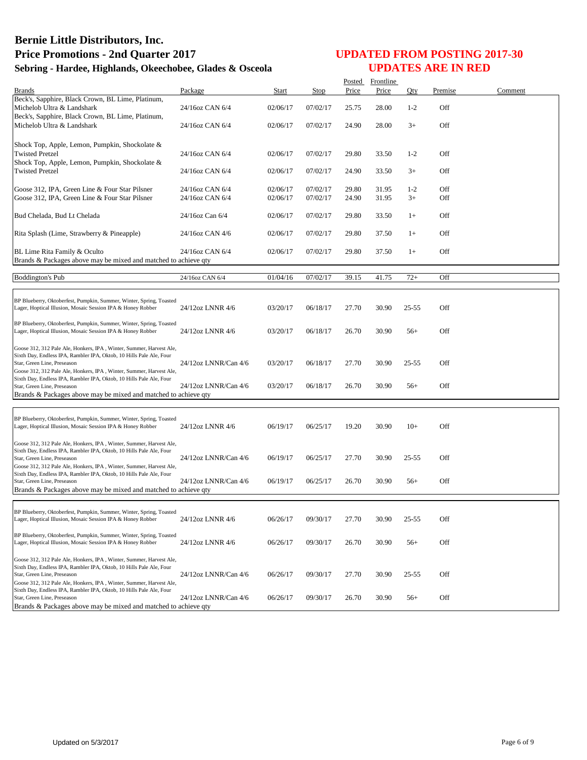# Bernie Little Distributors, Inc.
## Price Promotions - 2nd Quarter 2017
### Sebring - Hardee, Highlands, Okeechobee, Glades & Osceola

**UPDATED FROM POSTING 2017-30**
**UPDATES ARE IN RED**

| Brands | Package | Start | Stop | Posted Price | Frontline Price | Qty | Premise | Comment |
|---|---|---|---|---|---|---|---|---|
| Beck's, Sapphire, Black Crown, BL Lime, Platinum, Michelob Ultra & Landshark | 24/16oz CAN 6/4 | 02/06/17 | 07/02/17 | 25.75 | 28.00 | 1-2 | Off | |
| Beck's, Sapphire, Black Crown, BL Lime, Platinum, Michelob Ultra & Landshark | 24/16oz CAN 6/4 | 02/06/17 | 07/02/17 | 24.90 | 28.00 | 3+ | Off | |
| Shock Top, Apple, Lemon, Pumpkin, Shockolate & Twisted Pretzel | 24/16oz CAN 6/4 | 02/06/17 | 07/02/17 | 29.80 | 33.50 | 1-2 | Off | |
| Shock Top, Apple, Lemon, Pumpkin, Shockolate & Twisted Pretzel | 24/16oz CAN 6/4 | 02/06/17 | 07/02/17 | 24.90 | 33.50 | 3+ | Off | |
| Goose 312, IPA, Green Line & Four Star Pilsner | 24/16oz CAN 6/4 | 02/06/17 | 07/02/17 | 29.80 | 31.95 | 1-2 | Off | |
| Goose 312, IPA, Green Line & Four Star Pilsner | 24/16oz CAN 6/4 | 02/06/17 | 07/02/17 | 24.90 | 31.95 | 3+ | Off | |
| Bud Chelada, Bud Lt Chelada | 24/16oz Can 6/4 | 02/06/17 | 07/02/17 | 29.80 | 33.50 | 1+ | Off | |
| Rita Splash (Lime, Strawberry & Pineapple) | 24/16oz CAN 4/6 | 02/06/17 | 07/02/17 | 29.80 | 37.50 | 1+ | Off | |
| BL Lime Rita Family & Oculto | 24/16oz CAN 6/4 | 02/06/17 | 07/02/17 | 29.80 | 37.50 | 1+ | Off | |
| Brands & Packages above may be mixed and matched to achieve qty | | | | | | | | |
| Boddington's Pub | 24/16oz CAN 6/4 | 01/04/16 | 07/02/17 | 39.15 | 41.75 | 72+ | Off | |
| BP Blueberry, Oktoberfest, Pumpkin, Summer, Winter, Spring, Toasted Lager, Hoptical Illusion, Mosaic Session IPA & Honey Robber | 24/12oz LNNR 4/6 | 03/20/17 | 06/18/17 | 27.70 | 30.90 | 25-55 | Off | |
| BP Blueberry, Oktoberfest, Pumpkin, Summer, Winter, Spring, Toasted Lager, Hoptical Illusion, Mosaic Session IPA & Honey Robber | 24/12oz LNNR 4/6 | 03/20/17 | 06/18/17 | 26.70 | 30.90 | 56+ | Off | |
| Goose 312, 312 Pale Ale, Honkers, IPA , Winter, Summer, Harvest Ale, Sixth Day, Endless IPA, Rambler IPA, Oktob, 10 Hills Pale Ale, Four Star, Green Line, Preseason | 24/12oz LNNR/Can 4/6 | 03/20/17 | 06/18/17 | 27.70 | 30.90 | 25-55 | Off | |
| Goose 312, 312 Pale Ale, Honkers, IPA , Winter, Summer, Harvest Ale, Sixth Day, Endless IPA, Rambler IPA, Oktob, 10 Hills Pale Ale, Four Star, Green Line, Preseason | 24/12oz LNNR/Can 4/6 | 03/20/17 | 06/18/17 | 26.70 | 30.90 | 56+ | Off | |
| Brands & Packages above may be mixed and matched to achieve qty | | | | | | | | |
| BP Blueberry, Oktoberfest, Pumpkin, Summer, Winter, Spring, Toasted Lager, Hoptical Illusion, Mosaic Session IPA & Honey Robber | 24/12oz LNNR 4/6 | 06/19/17 | 06/25/17 | 19.20 | 30.90 | 10+ | Off | |
| Goose 312, 312 Pale Ale, Honkers, IPA , Winter, Summer, Harvest Ale, Sixth Day, Endless IPA, Rambler IPA, Oktob, 10 Hills Pale Ale, Four Star, Green Line, Preseason | 24/12oz LNNR/Can 4/6 | 06/19/17 | 06/25/17 | 27.70 | 30.90 | 25-55 | Off | |
| Goose 312, 312 Pale Ale, Honkers, IPA , Winter, Summer, Harvest Ale, Sixth Day, Endless IPA, Rambler IPA, Oktob, 10 Hills Pale Ale, Four Star, Green Line, Preseason | 24/12oz LNNR/Can 4/6 | 06/19/17 | 06/25/17 | 26.70 | 30.90 | 56+ | Off | |
| Brands & Packages above may be mixed and matched to achieve qty | | | | | | | | |
| BP Blueberry, Oktoberfest, Pumpkin, Summer, Winter, Spring, Toasted Lager, Hoptical Illusion, Mosaic Session IPA & Honey Robber | 24/12oz LNNR 4/6 | 06/26/17 | 09/30/17 | 27.70 | 30.90 | 25-55 | Off | |
| BP Blueberry, Oktoberfest, Pumpkin, Summer, Winter, Spring, Toasted Lager, Hoptical Illusion, Mosaic Session IPA & Honey Robber | 24/12oz LNNR 4/6 | 06/26/17 | 09/30/17 | 26.70 | 30.90 | 56+ | Off | |
| Goose 312, 312 Pale Ale, Honkers, IPA , Winter, Summer, Harvest Ale, Sixth Day, Endless IPA, Rambler IPA, Oktob, 10 Hills Pale Ale, Four Star, Green Line, Preseason | 24/12oz LNNR/Can 4/6 | 06/26/17 | 09/30/17 | 27.70 | 30.90 | 25-55 | Off | |
| Goose 312, 312 Pale Ale, Honkers, IPA , Winter, Summer, Harvest Ale, Sixth Day, Endless IPA, Rambler IPA, Oktob, 10 Hills Pale Ale, Four Star, Green Line, Preseason | 24/12oz LNNR/Can 4/6 | 06/26/17 | 09/30/17 | 26.70 | 30.90 | 56+ | Off | |
| Brands & Packages above may be mixed and matched to achieve qty | | | | | | | | |

Updated on 5/3/2017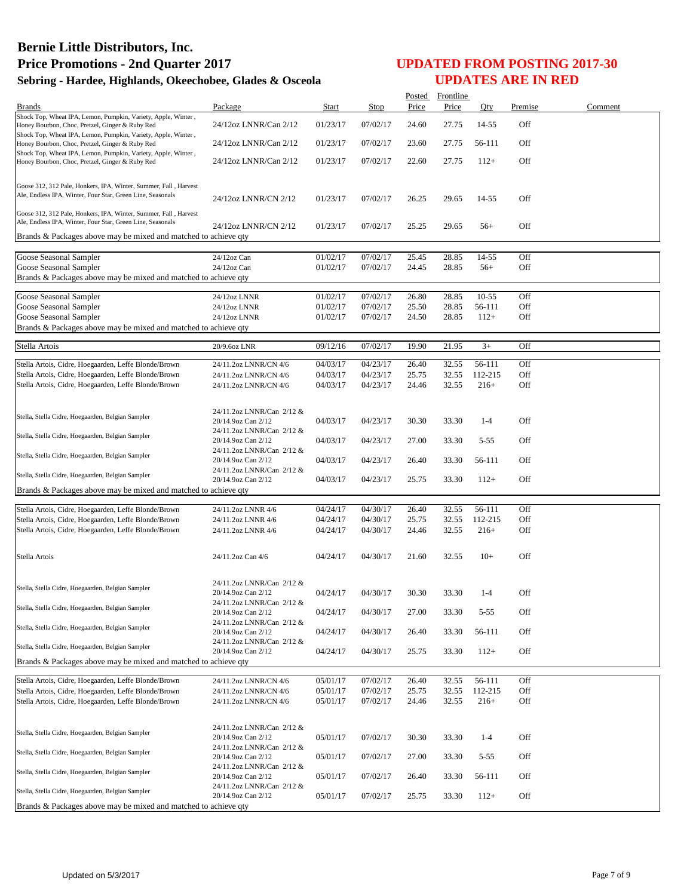# Bernie Little Distributors, Inc.
# Price Promotions - 2nd Quarter 2017
## Sebring - Hardee, Highlands, Okeechobee, Glades & Osceola

## UPDATED FROM POSTING 2017-30
## UPDATES ARE IN RED

| Brands | Package | Start | Stop | Posted Price | Frontline Price | Qty | Premise | Comment |
|---|---|---|---|---|---|---|---|---|
| Shock Top, Wheat IPA, Lemon, Pumpkin, Variety, Apple, Winter , Honey Bourbon, Choc, Pretzel, Ginger & Ruby Red | 24/12oz LNNR/Can 2/12 | 01/23/17 | 07/02/17 | 24.60 | 27.75 | 14-55 | Off | |
| Shock Top, Wheat IPA, Lemon, Pumpkin, Variety, Apple, Winter , Honey Bourbon, Choc, Pretzel, Ginger & Ruby Red | 24/12oz LNNR/Can 2/12 | 01/23/17 | 07/02/17 | 23.60 | 27.75 | 56-111 | Off | |
| Shock Top, Wheat IPA, Lemon, Pumpkin, Variety, Apple, Winter , Honey Bourbon, Choc, Pretzel, Ginger & Ruby Red | 24/12oz LNNR/Can 2/12 | 01/23/17 | 07/02/17 | 22.60 | 27.75 | 112+ | Off | |
| Goose 312, 312 Pale, Honkers, IPA, Winter, Summer, Fall , Harvest Ale, Endless IPA, Winter, Four Star, Green Line, Seasonals | 24/12oz LNNR/CN 2/12 | 01/23/17 | 07/02/17 | 26.25 | 29.65 | 14-55 | Off | |
| Goose 312, 312 Pale, Honkers, IPA, Winter, Summer, Fall , Harvest Ale, Endless IPA, Winter, Four Star, Green Line, Seasonals | 24/12oz LNNR/CN 2/12 | 01/23/17 | 07/02/17 | 25.25 | 29.65 | 56+ | Off | |
| Brands & Packages above may be mixed and matched to achieve qty | | | | | | | | |
| Goose Seasonal Sampler | 24/12oz Can | 01/02/17 | 07/02/17 | 25.45 | 28.85 | 14-55 | Off | |
| Goose Seasonal Sampler | 24/12oz Can | 01/02/17 | 07/02/17 | 24.45 | 28.85 | 56+ | Off | |
| Brands & Packages above may be mixed and matched to achieve qty | | | | | | | | |
| Goose Seasonal Sampler | 24/12oz LNNR | 01/02/17 | 07/02/17 | 26.80 | 28.85 | 10-55 | Off | |
| Goose Seasonal Sampler | 24/12oz LNNR | 01/02/17 | 07/02/17 | 25.50 | 28.85 | 56-111 | Off | |
| Goose Seasonal Sampler | 24/12oz LNNR | 01/02/17 | 07/02/17 | 24.50 | 28.85 | 112+ | Off | |
| Brands & Packages above may be mixed and matched to achieve qty | | | | | | | | |
| Stella Artois | 20/9.6oz LNR | 09/12/16 | 07/02/17 | 19.90 | 21.95 | 3+ | Off | |
| Stella Artois, Cidre, Hoegaarden, Leffe Blonde/Brown | 24/11.2oz LNNR/CN 4/6 | 04/03/17 | 04/23/17 | 26.40 | 32.55 | 56-111 | Off | |
| Stella Artois, Cidre, Hoegaarden, Leffe Blonde/Brown | 24/11.2oz LNNR/CN 4/6 | 04/03/17 | 04/23/17 | 25.75 | 32.55 | 112-215 | Off | |
| Stella Artois, Cidre, Hoegaarden, Leffe Blonde/Brown | 24/11.2oz LNNR/CN 4/6 | 04/03/17 | 04/23/17 | 24.46 | 32.55 | 216+ | Off | |
| Stella, Stella Cidre, Hoegaarden, Belgian Sampler | 24/11.2oz LNNR/Can 2/12 & 20/14.9oz Can 2/12 | 04/03/17 | 04/23/17 | 30.30 | 33.30 | 1-4 | Off | |
| Stella, Stella Cidre, Hoegaarden, Belgian Sampler | 24/11.2oz LNNR/Can 2/12 & 20/14.9oz Can 2/12 | 04/03/17 | 04/23/17 | 27.00 | 33.30 | 5-55 | Off | |
| Stella, Stella Cidre, Hoegaarden, Belgian Sampler | 24/11.2oz LNNR/Can 2/12 & 20/14.9oz Can 2/12 | 04/03/17 | 04/23/17 | 26.40 | 33.30 | 56-111 | Off | |
| Stella, Stella Cidre, Hoegaarden, Belgian Sampler | 24/11.2oz LNNR/Can 2/12 & 20/14.9oz Can 2/12 | 04/03/17 | 04/23/17 | 25.75 | 33.30 | 112+ | Off | |
| Brands & Packages above may be mixed and matched to achieve qty | | | | | | | | |
| Stella Artois, Cidre, Hoegaarden, Leffe Blonde/Brown | 24/11.2oz LNNR 4/6 | 04/24/17 | 04/30/17 | 26.40 | 32.55 | 56-111 | Off | |
| Stella Artois, Cidre, Hoegaarden, Leffe Blonde/Brown | 24/11.2oz LNNR 4/6 | 04/24/17 | 04/30/17 | 25.75 | 32.55 | 112-215 | Off | |
| Stella Artois, Cidre, Hoegaarden, Leffe Blonde/Brown | 24/11.2oz LNNR 4/6 | 04/24/17 | 04/30/17 | 24.46 | 32.55 | 216+ | Off | |
| Stella Artois | 24/11.2oz Can 4/6 | 04/24/17 | 04/30/17 | 21.60 | 32.55 | 10+ | Off | |
| Stella, Stella Cidre, Hoegaarden, Belgian Sampler | 24/11.2oz LNNR/Can 2/12 & 20/14.9oz Can 2/12 | 04/24/17 | 04/30/17 | 30.30 | 33.30 | 1-4 | Off | |
| Stella, Stella Cidre, Hoegaarden, Belgian Sampler | 24/11.2oz LNNR/Can 2/12 & 20/14.9oz Can 2/12 | 04/24/17 | 04/30/17 | 27.00 | 33.30 | 5-55 | Off | |
| Stella, Stella Cidre, Hoegaarden, Belgian Sampler | 24/11.2oz LNNR/Can 2/12 & 20/14.9oz Can 2/12 | 04/24/17 | 04/30/17 | 26.40 | 33.30 | 56-111 | Off | |
| Stella, Stella Cidre, Hoegaarden, Belgian Sampler | 24/11.2oz LNNR/Can 2/12 & 20/14.9oz Can 2/12 | 04/24/17 | 04/30/17 | 25.75 | 33.30 | 112+ | Off | |
| Brands & Packages above may be mixed and matched to achieve qty | | | | | | | | |
| Stella Artois, Cidre, Hoegaarden, Leffe Blonde/Brown | 24/11.2oz LNNR/CN 4/6 | 05/01/17 | 07/02/17 | 26.40 | 32.55 | 56-111 | Off | |
| Stella Artois, Cidre, Hoegaarden, Leffe Blonde/Brown | 24/11.2oz LNNR/CN 4/6 | 05/01/17 | 07/02/17 | 25.75 | 32.55 | 112-215 | Off | |
| Stella Artois, Cidre, Hoegaarden, Leffe Blonde/Brown | 24/11.2oz LNNR/CN 4/6 | 05/01/17 | 07/02/17 | 24.46 | 32.55 | 216+ | Off | |
| Stella, Stella Cidre, Hoegaarden, Belgian Sampler | 24/11.2oz LNNR/Can 2/12 & 20/14.9oz Can 2/12 | 05/01/17 | 07/02/17 | 30.30 | 33.30 | 1-4 | Off | |
| Stella, Stella Cidre, Hoegaarden, Belgian Sampler | 24/11.2oz LNNR/Can 2/12 & 20/14.9oz Can 2/12 | 05/01/17 | 07/02/17 | 27.00 | 33.30 | 5-55 | Off | |
| Stella, Stella Cidre, Hoegaarden, Belgian Sampler | 24/11.2oz LNNR/Can 2/12 & 20/14.9oz Can 2/12 | 05/01/17 | 07/02/17 | 26.40 | 33.30 | 56-111 | Off | |
| Stella, Stella Cidre, Hoegaarden, Belgian Sampler | 24/11.2oz LNNR/Can 2/12 & 20/14.9oz Can 2/12 | 05/01/17 | 07/02/17 | 25.75 | 33.30 | 112+ | Off | |
| Brands & Packages above may be mixed and matched to achieve qty | | | | | | | | |

Updated on 5/3/2017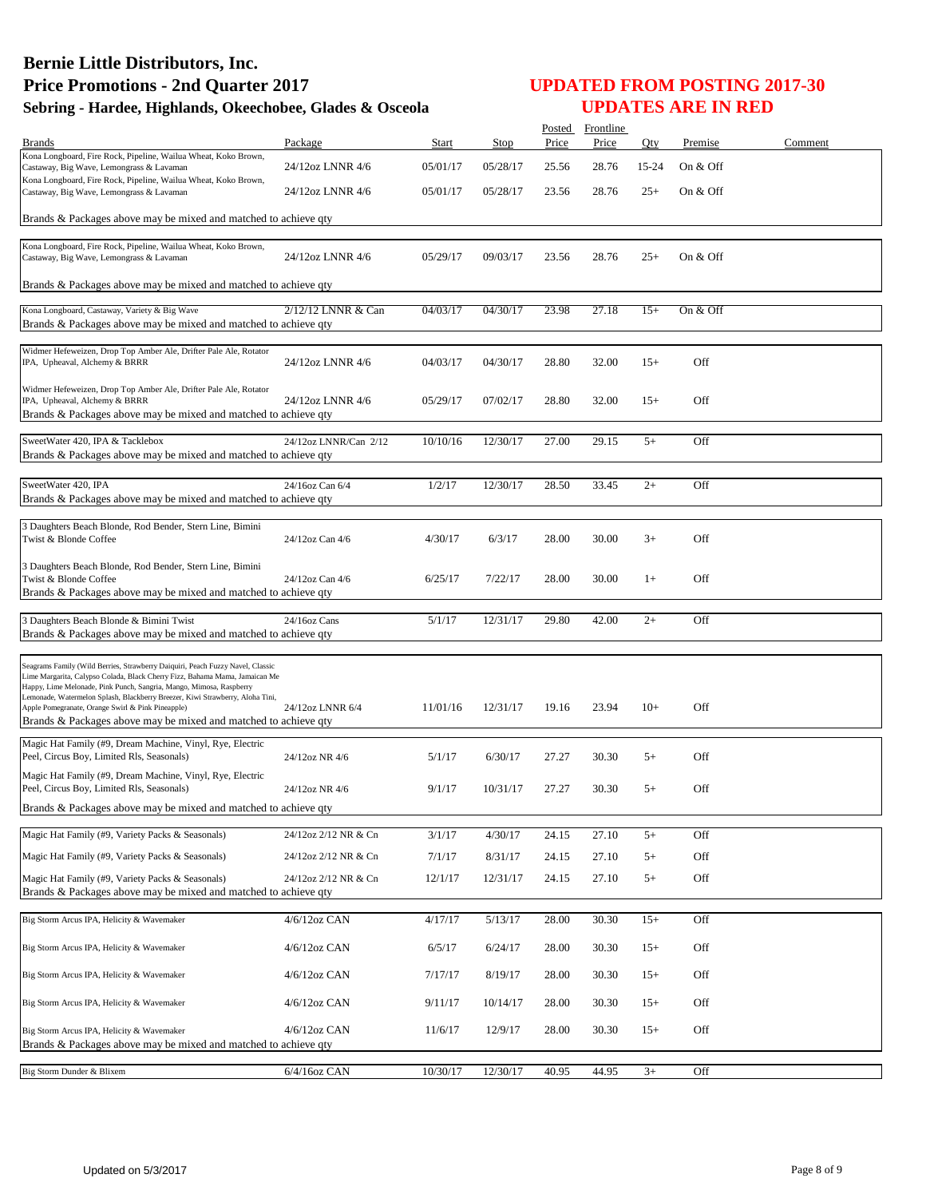# Bernie Little Distributors, Inc.
# Price Promotions - 2nd Quarter 2017
## Sebring - Hardee, Highlands, Okeechobee, Glades & Osceola

## UPDATED FROM POSTING 2017-30
## UPDATES ARE IN RED

| Brands | Package | Start | Stop | Posted Price | Frontline Price | Qty | Premise | Comment |
|---|---|---|---|---|---|---|---|---|
| Kona Longboard, Fire Rock, Pipeline, Wailua Wheat, Koko Brown, Castaway, Big Wave, Lemongrass & Lavaman | 24/12oz LNNR 4/6 | 05/01/17 | 05/28/17 | 25.56 | 28.76 | 15-24 | On & Off | |
| Kona Longboard, Fire Rock, Pipeline, Wailua Wheat, Koko Brown, Castaway, Big Wave, Lemongrass & Lavaman | 24/12oz LNNR 4/6 | 05/01/17 | 05/28/17 | 23.56 | 28.76 | 25+ | On & Off | |
| Brands & Packages above may be mixed and matched to achieve qty | | | | | | | | |
| Kona Longboard, Fire Rock, Pipeline, Wailua Wheat, Koko Brown, Castaway, Big Wave, Lemongrass & Lavaman | 24/12oz LNNR 4/6 | 05/29/17 | 09/03/17 | 23.56 | 28.76 | 25+ | On & Off | |
| Brands & Packages above may be mixed and matched to achieve qty | | | | | | | | |
| Kona Longboard, Castaway, Variety & Big Wave | 2/12/12 LNNR & Can | 04/03/17 | 04/30/17 | 23.98 | 27.18 | 15+ | On & Off | |
| Brands & Packages above may be mixed and matched to achieve qty | | | | | | | | |
| Widmer Hefeweizen, Drop Top Amber Ale, Drifter Pale Ale, Rotator IPA, Upheaval, Alchemy & BRRR | 24/12oz LNNR 4/6 | 04/03/17 | 04/30/17 | 28.80 | 32.00 | 15+ | Off | |
| Widmer Hefeweizen, Drop Top Amber Ale, Drifter Pale Ale, Rotator IPA, Upheaval, Alchemy & BRRR | 24/12oz LNNR 4/6 | 05/29/17 | 07/02/17 | 28.80 | 32.00 | 15+ | Off | |
| Brands & Packages above may be mixed and matched to achieve qty | | | | | | | | |
| SweetWater 420, IPA & Tacklebox | 24/12oz LNNR/Can 2/12 | 10/10/16 | 12/30/17 | 27.00 | 29.15 | 5+ | Off | |
| Brands & Packages above may be mixed and matched to achieve qty | | | | | | | | |
| SweetWater 420, IPA | 24/16oz Can 6/4 | 1/2/17 | 12/30/17 | 28.50 | 33.45 | 2+ | Off | |
| Brands & Packages above may be mixed and matched to achieve qty | | | | | | | | |
| 3 Daughters Beach Blonde, Rod Bender, Stern Line, Bimini Twist & Blonde Coffee | 24/12oz Can 4/6 | 4/30/17 | 6/3/17 | 28.00 | 30.00 | 3+ | Off | |
| 3 Daughters Beach Blonde, Rod Bender, Stern Line, Bimini Twist & Blonde Coffee | 24/12oz Can 4/6 | 6/25/17 | 7/22/17 | 28.00 | 30.00 | 1+ | Off | |
| Brands & Packages above may be mixed and matched to achieve qty | | | | | | | | |
| 3 Daughters Beach Blonde & Bimini Twist | 24/16oz Cans | 5/1/17 | 12/31/17 | 29.80 | 42.00 | 2+ | Off | |
| Brands & Packages above may be mixed and matched to achieve qty | | | | | | | | |
| Seagrams Family (Wild Berries, Strawberry Daiquiri, Peach Fuzzy Navel, Classic Lime Margarita, Calypso Colada, Black Cherry Fizz, Bahama Mama, Jamaican Me Happy, Lime Melonade, Pink Punch, Sangria, Mango, Mimosa, Raspberry Lemonade, Watermelon Splash, Blackberry Breezer, Kiwi Strawberry, Aloha Tini, Apple Pomegranate, Orange Swirl & Pink Pineapple) | 24/12oz LNNR 6/4 | 11/01/16 | 12/31/17 | 19.16 | 23.94 | 10+ | Off | |
| Brands & Packages above may be mixed and matched to achieve qty | | | | | | | | |
| Magic Hat Family (#9, Dream Machine, Vinyl, Rye, Electric Peel, Circus Boy, Limited Rls, Seasonals) | 24/12oz NR 4/6 | 5/1/17 | 6/30/17 | 27.27 | 30.30 | 5+ | Off | |
| Magic Hat Family (#9, Dream Machine, Vinyl, Rye, Electric Peel, Circus Boy, Limited Rls, Seasonals) | 24/12oz NR 4/6 | 9/1/17 | 10/31/17 | 27.27 | 30.30 | 5+ | Off | |
| Brands & Packages above may be mixed and matched to achieve qty | | | | | | | | |
| Magic Hat Family (#9, Variety Packs & Seasonals) | 24/12oz 2/12 NR & Cn | 3/1/17 | 4/30/17 | 24.15 | 27.10 | 5+ | Off | |
| Magic Hat Family (#9, Variety Packs & Seasonals) | 24/12oz 2/12 NR & Cn | 7/1/17 | 8/31/17 | 24.15 | 27.10 | 5+ | Off | |
| Magic Hat Family (#9, Variety Packs & Seasonals) | 24/12oz 2/12 NR & Cn | 12/1/17 | 12/31/17 | 24.15 | 27.10 | 5+ | Off | |
| Brands & Packages above may be mixed and matched to achieve qty | | | | | | | | |
| Big Storm Arcus IPA, Helicity & Wavemaker | 4/6/12oz CAN | 4/17/17 | 5/13/17 | 28.00 | 30.30 | 15+ | Off | |
| Big Storm Arcus IPA, Helicity & Wavemaker | 4/6/12oz CAN | 6/5/17 | 6/24/17 | 28.00 | 30.30 | 15+ | Off | |
| Big Storm Arcus IPA, Helicity & Wavemaker | 4/6/12oz CAN | 7/17/17 | 8/19/17 | 28.00 | 30.30 | 15+ | Off | |
| Big Storm Arcus IPA, Helicity & Wavemaker | 4/6/12oz CAN | 9/11/17 | 10/14/17 | 28.00 | 30.30 | 15+ | Off | |
| Big Storm Arcus IPA, Helicity & Wavemaker | 4/6/12oz CAN | 11/6/17 | 12/9/17 | 28.00 | 30.30 | 15+ | Off | |
| Brands & Packages above may be mixed and matched to achieve qty | | | | | | | | |
| Big Storm Dunder & Blixem | 6/4/16oz CAN | 10/30/17 | 12/30/17 | 40.95 | 44.95 | 3+ | Off | |

Updated on 5/3/2017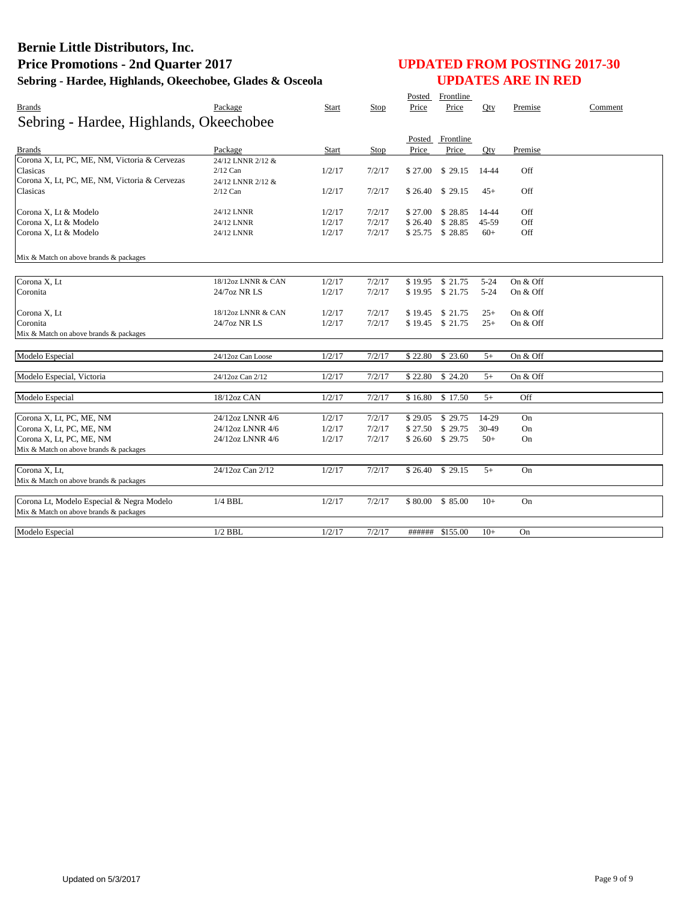# Bernie Little Distributors, Inc.
## Price Promotions - 2nd Quarter 2017
### Sebring - Hardee, Highlands, Okeechobee, Glades & Osceola

**UPDATED FROM POSTING 2017-30**
**UPDATES ARE IN RED**

| Brands | Package | Start | Stop | Posted Price | Frontline Price | Qty | Premise | Comment |
|---|---|---|---|---|---|---|---|---|

## Sebring - Hardee, Highlands, Okeechobee

| Brands | Package | Start | Stop | Posted Price | Frontline Price | Qty | Premise |
|---|---|---|---|---|---|---|---|
| Corona X, Lt, PC, ME, NM, Victoria & Cervezas Clasicas | 24/12 LNNR 2/12 & 2/12 Can | 1/2/17 | 7/2/17 | $ 27.00 | $ 29.15 | 14-44 | Off |
| Corona X, Lt, PC, ME, NM, Victoria & Cervezas Clasicas | 24/12 LNNR 2/12 & 2/12 Can | 1/2/17 | 7/2/17 | $ 26.40 | $ 29.15 | 45+ | Off |
| Corona X, Lt & Modelo | 24/12 LNNR | 1/2/17 | 7/2/17 | $ 27.00 | $ 28.85 | 14-44 | Off |
| Corona X, Lt & Modelo | 24/12 LNNR | 1/2/17 | 7/2/17 | $ 26.40 | $ 28.85 | 45-59 | Off |
| Corona X, Lt & Modelo | 24/12 LNNR | 1/2/17 | 7/2/17 | $ 25.75 | $ 28.85 | 60+ | Off |
| Mix & Match on above brands & packages | | | | | | | |
| Corona X, Lt | 18/12oz LNNR & CAN | 1/2/17 | 7/2/17 | $ 19.95 | $ 21.75 | 5-24 | On & Off |
| Coronita | 24/7oz NR LS | 1/2/17 | 7/2/17 | $ 19.95 | $ 21.75 | 5-24 | On & Off |
| Corona X, Lt | 18/12oz LNNR & CAN | 1/2/17 | 7/2/17 | $ 19.45 | $ 21.75 | 25+ | On & Off |
| Coronita | 24/7oz NR LS | 1/2/17 | 7/2/17 | $ 19.45 | $ 21.75 | 25+ | On & Off |
| Mix & Match on above brands & packages | | | | | | | |
| Modelo Especial | 24/12oz Can Loose | 1/2/17 | 7/2/17 | $ 22.80 | $ 23.60 | 5+ | On & Off |
| Modelo Especial, Victoria | 24/12oz Can 2/12 | 1/2/17 | 7/2/17 | $ 22.80 | $ 24.20 | 5+ | On & Off |
| Modelo Especial | 18/12oz CAN | 1/2/17 | 7/2/17 | $ 16.80 | $ 17.50 | 5+ | Off |
| Corona X, Lt, PC, ME, NM | 24/12oz LNNR 4/6 | 1/2/17 | 7/2/17 | $ 29.05 | $ 29.75 | 14-29 | On |
| Corona X, Lt, PC, ME, NM | 24/12oz LNNR 4/6 | 1/2/17 | 7/2/17 | $ 27.50 | $ 29.75 | 30-49 | On |
| Corona X, Lt, PC, ME, NM | 24/12oz LNNR 4/6 | 1/2/17 | 7/2/17 | $ 26.60 | $ 29.75 | 50+ | On |
| Mix & Match on above brands & packages | | | | | | | |
| Corona X, Lt, | 24/12oz Can 2/12 | 1/2/17 | 7/2/17 | $ 26.40 | $ 29.15 | 5+ | On |
| Mix & Match on above brands & packages | | | | | | | |
| Corona Lt, Modelo Especial & Negra Modelo | 1/4 BBL | 1/2/17 | 7/2/17 | $ 80.00 | $ 85.00 | 10+ | On |
| Mix & Match on above brands & packages | | | | | | | |
| Modelo Especial | 1/2 BBL | 1/2/17 | 7/2/17 | ###### | $155.00 | 10+ | On |

Updated on 5/3/2017